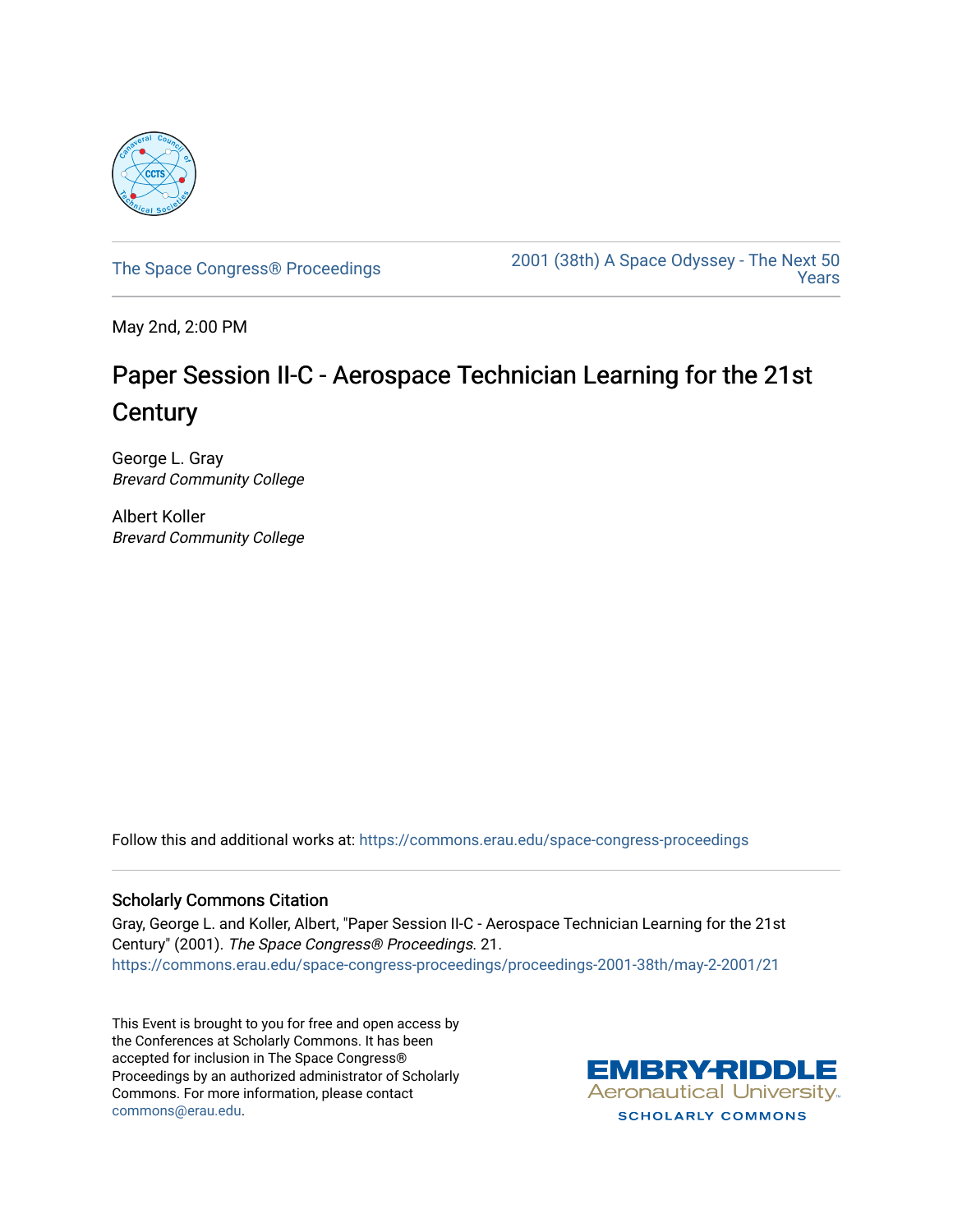The Space Congress® Proceedings

2001 (38th) A Space Odyssey - The Next 50 Years

May 2nd, 2:00 PM

# Paper Session II-C - Aerospace Technician Learning for the 21st Century

George L. Gray
*Brevard Community College*

Albert Koller
*Brevard Community College*

Follow this and additional works at: https://commons.erau.edu/space-congress-proceedings

## Scholarly Commons Citation

Gray, George L. and Koller, Albert, "Paper Session II-C - Aerospace Technician Learning for the 21st Century" (2001). *The Space Congress® Proceedings*. 21.
https://commons.erau.edu/space-congress-proceedings/proceedings-2001-38th/may-2-2001/21

This Event is brought to you for free and open access by the Conferences at Scholarly Commons. It has been accepted for inclusion in The Space Congress® Proceedings by an authorized administrator of Scholarly Commons. For more information, please contact commons@erau.edu.

EMBRY-RIDDLE Aeronautical University
SCHOLARLY COMMONS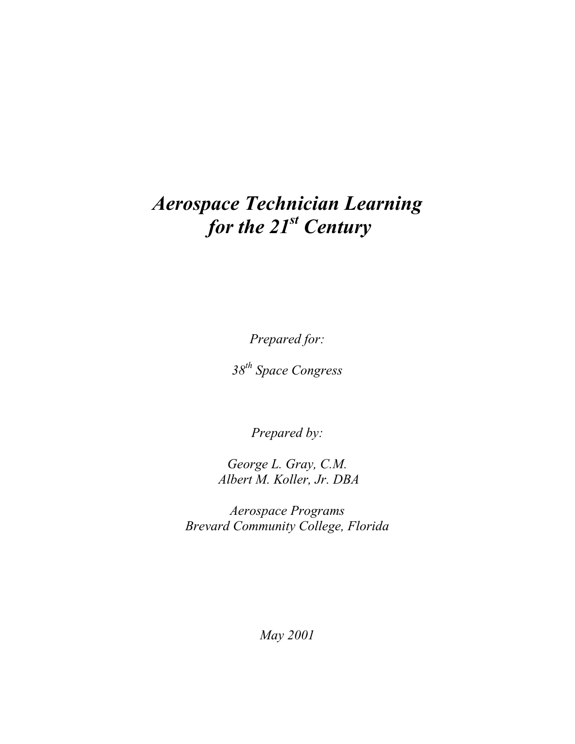# *Aerospace Technician Learning for the 21st Century*

*Prepared for:*

*38th Space Congress*

*Prepared by:*

*George L. Gray, C.M.*
*Albert M. Koller, Jr. DBA*

*Aerospace Programs*
*Brevard Community College, Florida*

*May 2001*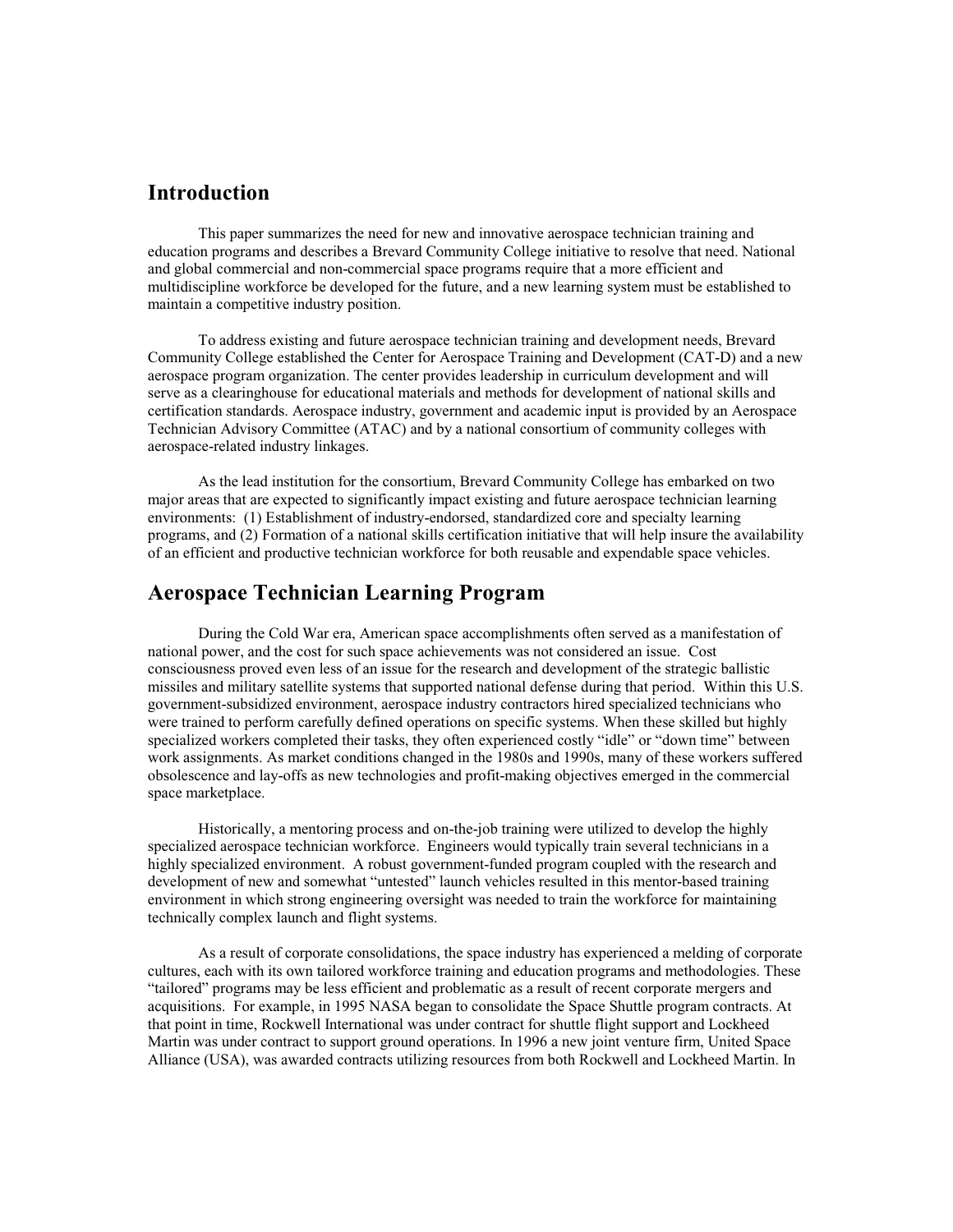## Introduction

This paper summarizes the need for new and innovative aerospace technician training and education programs and describes a Brevard Community College initiative to resolve that need. National and global commercial and non-commercial space programs require that a more efficient and multidiscipline workforce be developed for the future, and a new learning system must be established to maintain a competitive industry position.

To address existing and future aerospace technician training and development needs, Brevard Community College established the Center for Aerospace Training and Development (CAT-D) and a new aerospace program organization. The center provides leadership in curriculum development and will serve as a clearinghouse for educational materials and methods for development of national skills and certification standards. Aerospace industry, government and academic input is provided by an Aerospace Technician Advisory Committee (ATAC) and by a national consortium of community colleges with aerospace-related industry linkages.

As the lead institution for the consortium, Brevard Community College has embarked on two major areas that are expected to significantly impact existing and future aerospace technician learning environments: (1) Establishment of industry-endorsed, standardized core and specialty learning programs, and (2) Formation of a national skills certification initiative that will help insure the availability of an efficient and productive technician workforce for both reusable and expendable space vehicles.

## Aerospace Technician Learning Program

During the Cold War era, American space accomplishments often served as a manifestation of national power, and the cost for such space achievements was not considered an issue. Cost consciousness proved even less of an issue for the research and development of the strategic ballistic missiles and military satellite systems that supported national defense during that period. Within this U.S. government-subsidized environment, aerospace industry contractors hired specialized technicians who were trained to perform carefully defined operations on specific systems. When these skilled but highly specialized workers completed their tasks, they often experienced costly "idle" or "down time" between work assignments. As market conditions changed in the 1980s and 1990s, many of these workers suffered obsolescence and lay-offs as new technologies and profit-making objectives emerged in the commercial space marketplace.

Historically, a mentoring process and on-the-job training were utilized to develop the highly specialized aerospace technician workforce. Engineers would typically train several technicians in a highly specialized environment. A robust government-funded program coupled with the research and development of new and somewhat "untested" launch vehicles resulted in this mentor-based training environment in which strong engineering oversight was needed to train the workforce for maintaining technically complex launch and flight systems.

As a result of corporate consolidations, the space industry has experienced a melding of corporate cultures, each with its own tailored workforce training and education programs and methodologies. These "tailored" programs may be less efficient and problematic as a result of recent corporate mergers and acquisitions. For example, in 1995 NASA began to consolidate the Space Shuttle program contracts. At that point in time, Rockwell International was under contract for shuttle flight support and Lockheed Martin was under contract to support ground operations. In 1996 a new joint venture firm, United Space Alliance (USA), was awarded contracts utilizing resources from both Rockwell and Lockheed Martin. In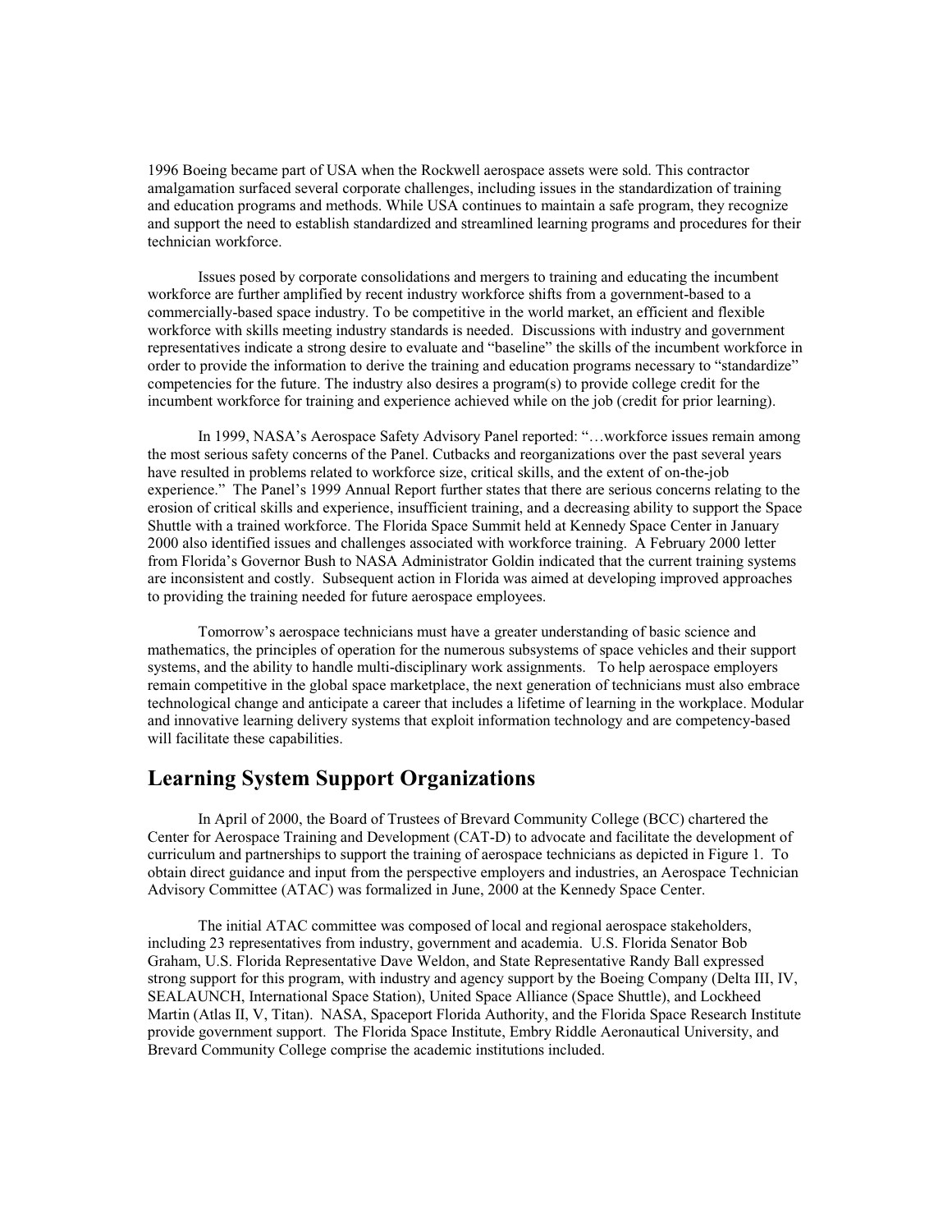1996 Boeing became part of USA when the Rockwell aerospace assets were sold. This contractor amalgamation surfaced several corporate challenges, including issues in the standardization of training and education programs and methods. While USA continues to maintain a safe program, they recognize and support the need to establish standardized and streamlined learning programs and procedures for their technician workforce.

Issues posed by corporate consolidations and mergers to training and educating the incumbent workforce are further amplified by recent industry workforce shifts from a government-based to a commercially-based space industry. To be competitive in the world market, an efficient and flexible workforce with skills meeting industry standards is needed. Discussions with industry and government representatives indicate a strong desire to evaluate and "baseline" the skills of the incumbent workforce in order to provide the information to derive the training and education programs necessary to "standardize" competencies for the future. The industry also desires a program(s) to provide college credit for the incumbent workforce for training and experience achieved while on the job (credit for prior learning).

In 1999, NASA's Aerospace Safety Advisory Panel reported: "…workforce issues remain among the most serious safety concerns of the Panel. Cutbacks and reorganizations over the past several years have resulted in problems related to workforce size, critical skills, and the extent of on-the-job experience." The Panel's 1999 Annual Report further states that there are serious concerns relating to the erosion of critical skills and experience, insufficient training, and a decreasing ability to support the Space Shuttle with a trained workforce. The Florida Space Summit held at Kennedy Space Center in January 2000 also identified issues and challenges associated with workforce training. A February 2000 letter from Florida's Governor Bush to NASA Administrator Goldin indicated that the current training systems are inconsistent and costly. Subsequent action in Florida was aimed at developing improved approaches to providing the training needed for future aerospace employees.

Tomorrow's aerospace technicians must have a greater understanding of basic science and mathematics, the principles of operation for the numerous subsystems of space vehicles and their support systems, and the ability to handle multi-disciplinary work assignments. To help aerospace employers remain competitive in the global space marketplace, the next generation of technicians must also embrace technological change and anticipate a career that includes a lifetime of learning in the workplace. Modular and innovative learning delivery systems that exploit information technology and are competency-based will facilitate these capabilities.

## Learning System Support Organizations

In April of 2000, the Board of Trustees of Brevard Community College (BCC) chartered the Center for Aerospace Training and Development (CAT-D) to advocate and facilitate the development of curriculum and partnerships to support the training of aerospace technicians as depicted in Figure 1. To obtain direct guidance and input from the perspective employers and industries, an Aerospace Technician Advisory Committee (ATAC) was formalized in June, 2000 at the Kennedy Space Center.

The initial ATAC committee was composed of local and regional aerospace stakeholders, including 23 representatives from industry, government and academia. U.S. Florida Senator Bob Graham, U.S. Florida Representative Dave Weldon, and State Representative Randy Ball expressed strong support for this program, with industry and agency support by the Boeing Company (Delta III, IV, SEALAUNCH, International Space Station), United Space Alliance (Space Shuttle), and Lockheed Martin (Atlas II, V, Titan). NASA, Spaceport Florida Authority, and the Florida Space Research Institute provide government support. The Florida Space Institute, Embry Riddle Aeronautical University, and Brevard Community College comprise the academic institutions included.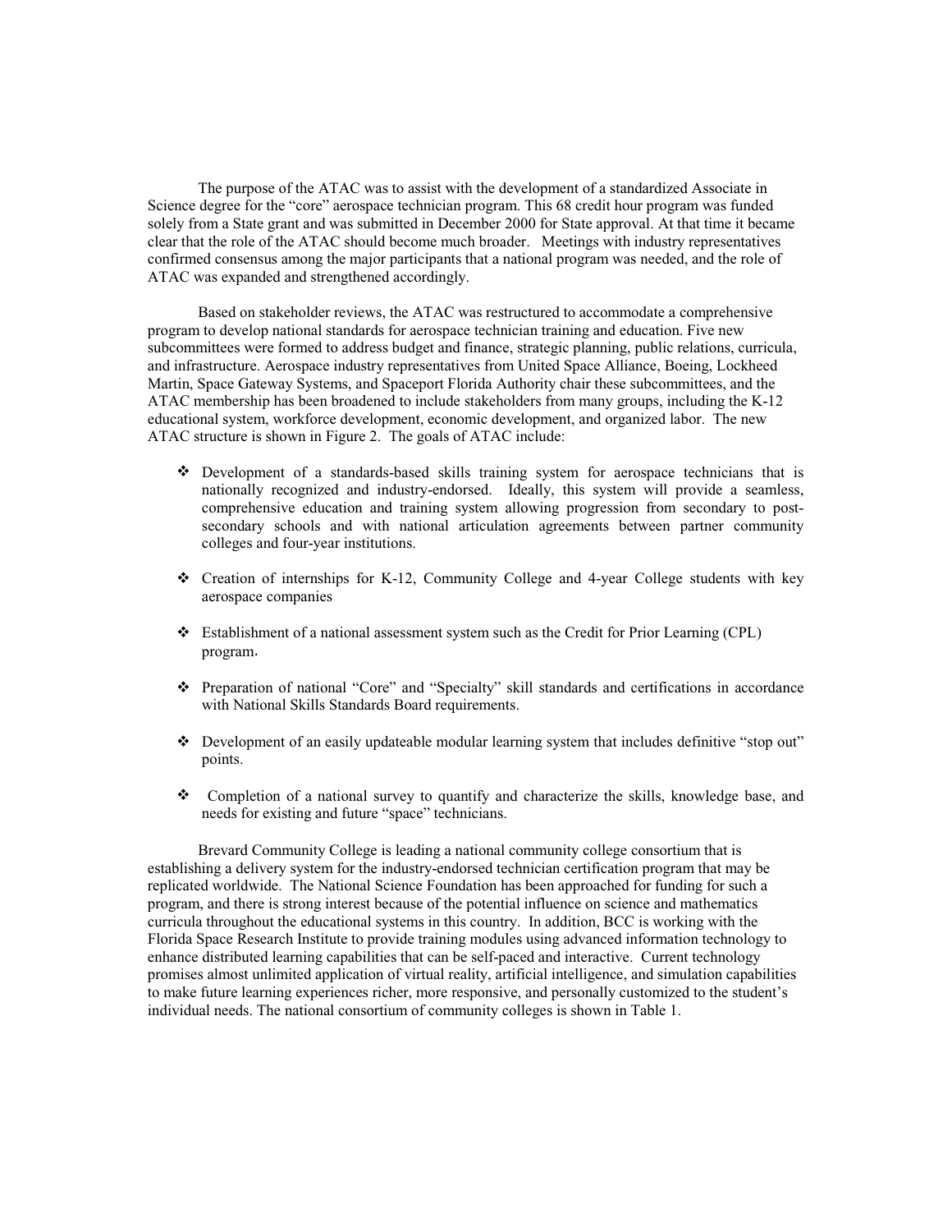The purpose of the ATAC was to assist with the development of a standardized Associate in Science degree for the "core" aerospace technician program. This 68 credit hour program was funded solely from a State grant and was submitted in December 2000 for State approval. At that time it became clear that the role of the ATAC should become much broader. Meetings with industry representatives confirmed consensus among the major participants that a national program was needed, and the role of ATAC was expanded and strengthened accordingly.

Based on stakeholder reviews, the ATAC was restructured to accommodate a comprehensive program to develop national standards for aerospace technician training and education. Five new subcommittees were formed to address budget and finance, strategic planning, public relations, curricula, and infrastructure. Aerospace industry representatives from United Space Alliance, Boeing, Lockheed Martin, Space Gateway Systems, and Spaceport Florida Authority chair these subcommittees, and the ATAC membership has been broadened to include stakeholders from many groups, including the K-12 educational system, workforce development, economic development, and organized labor. The new ATAC structure is shown in Figure 2. The goals of ATAC include:

- Development of a standards-based skills training system for aerospace technicians that is nationally recognized and industry-endorsed. Ideally, this system will provide a seamless, comprehensive education and training system allowing progression from secondary to post-secondary schools and with national articulation agreements between partner community colleges and four-year institutions.
- Creation of internships for K-12, Community College and 4-year College students with key aerospace companies
- Establishment of a national assessment system such as the Credit for Prior Learning (CPL) program.
- Preparation of national "Core" and "Specialty" skill standards and certifications in accordance with National Skills Standards Board requirements.
- Development of an easily updateable modular learning system that includes definitive "stop out" points.
- Completion of a national survey to quantify and characterize the skills, knowledge base, and needs for existing and future "space" technicians.

Brevard Community College is leading a national community college consortium that is establishing a delivery system for the industry-endorsed technician certification program that may be replicated worldwide. The National Science Foundation has been approached for funding for such a program, and there is strong interest because of the potential influence on science and mathematics curricula throughout the educational systems in this country. In addition, BCC is working with the Florida Space Research Institute to provide training modules using advanced information technology to enhance distributed learning capabilities that can be self-paced and interactive. Current technology promises almost unlimited application of virtual reality, artificial intelligence, and simulation capabilities to make future learning experiences richer, more responsive, and personally customized to the student's individual needs. The national consortium of community colleges is shown in Table 1.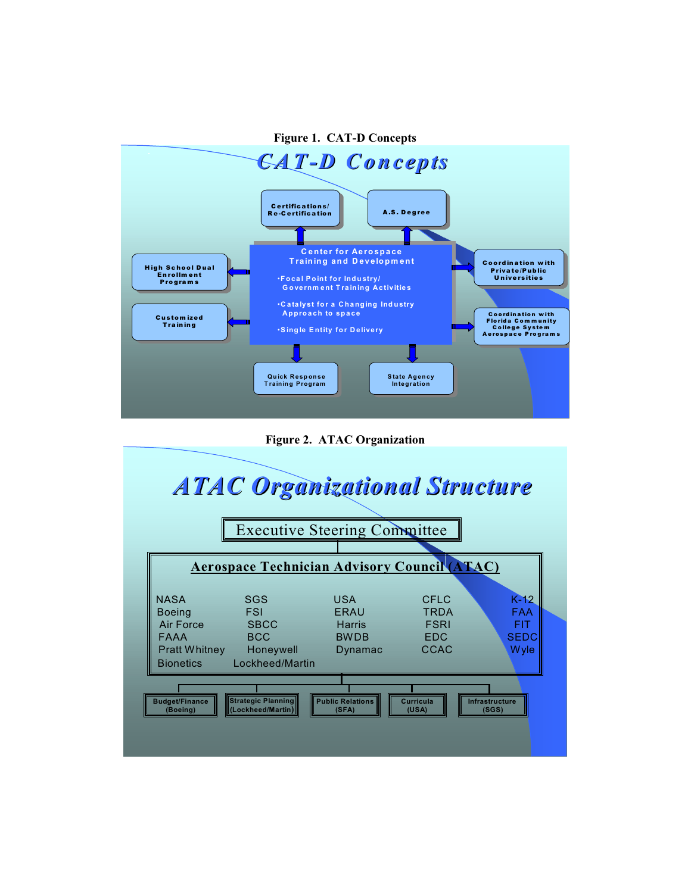Figure 1. CAT-D Concepts

CAT-D Concepts

Certifications/
Re-Certification

A.S. Degree

High School Dual
Enrollment
Programs

Center for Aerospace
Training and Development

•Focal Point for Industry/
Government Training Activities

•Catalyst for a Changing Industry
Approach to space

•Single Entity for Delivery

Coordination with
Private/Public
Universities

Customized
Training

Coordination with
Florida Community
College System
Aerospace Programs

Quick Response
Training Program

State Agency
Integration

Figure 2. ATAC Organization

ATAC Organizational Structure

Executive Steering Committee

Aerospace Technician Advisory Council (ATAC)

NASA
Boeing
Air Force
FAAA
Pratt Whitney
Bionetics

SGS
FSI
SBCC
BCC
Honeywell
Lockheed/Martin

USA
ERAU
Harris
BWDB
Dynamac

CFLC
TRDA
FSRI
EDC
CCAC

K-12
FAA
FIT
SEDC
Wyle

Budget/Finance
(Boeing)

Strategic Planning
(Lockheed/Martin)

Public Relations
(SFA)

Curricula
(USA)

Infrastructure
(SGS)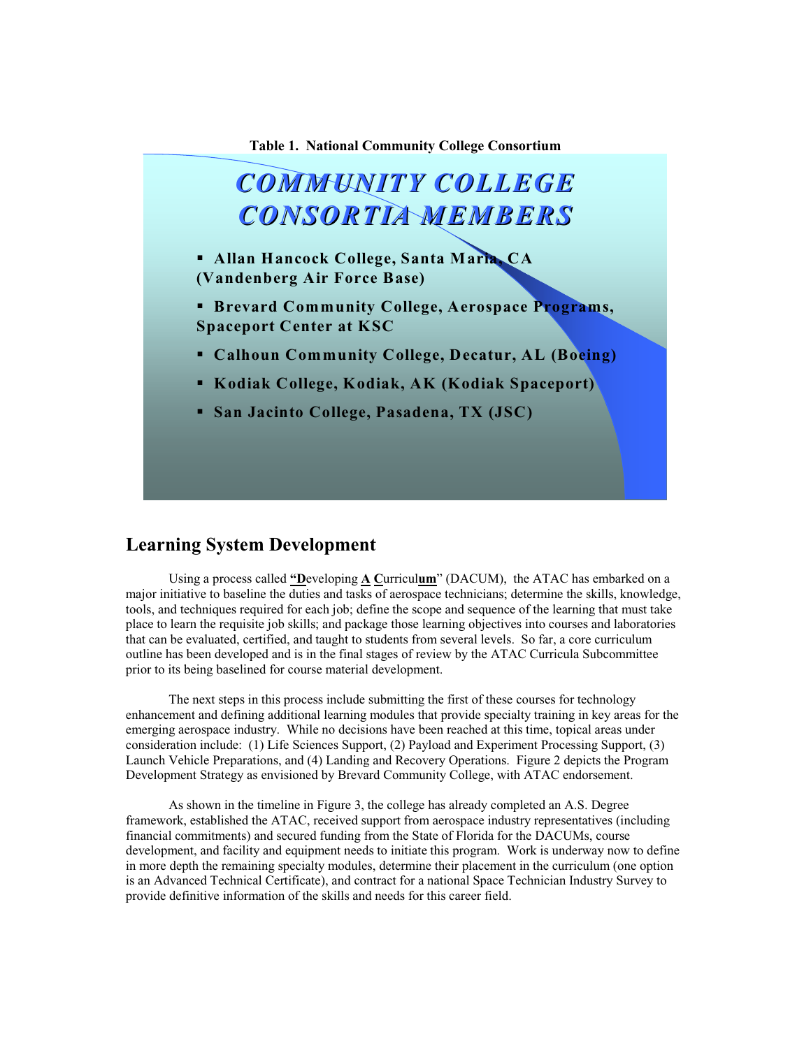**Table 1. National Community College Consortium**

## *COMMUNITY COLLEGE CONSORTIA MEMBERS*

- **Allan Hancock College, Santa Maria, CA (Vandenberg Air Force Base)**
- **Brevard Community College, Aerospace Programs, Spaceport Center at KSC**
- **Calhoun Community College, Decatur, AL (Boeing)**
- **Kodiak College, Kodiak, AK (Kodiak Spaceport)**
- **San Jacinto College, Pasadena, TX (JSC)**

## Learning System Development

Using a process called **"D**eveloping **A C**urricul**um**" (DACUM), the ATAC has embarked on a major initiative to baseline the duties and tasks of aerospace technicians; determine the skills, knowledge, tools, and techniques required for each job; define the scope and sequence of the learning that must take place to learn the requisite job skills; and package those learning objectives into courses and laboratories that can be evaluated, certified, and taught to students from several levels. So far, a core curriculum outline has been developed and is in the final stages of review by the ATAC Curricula Subcommittee prior to its being baselined for course material development.

The next steps in this process include submitting the first of these courses for technology enhancement and defining additional learning modules that provide specialty training in key areas for the emerging aerospace industry. While no decisions have been reached at this time, topical areas under consideration include: (1) Life Sciences Support, (2) Payload and Experiment Processing Support, (3) Launch Vehicle Preparations, and (4) Landing and Recovery Operations. Figure 2 depicts the Program Development Strategy as envisioned by Brevard Community College, with ATAC endorsement.

As shown in the timeline in Figure 3, the college has already completed an A.S. Degree framework, established the ATAC, received support from aerospace industry representatives (including financial commitments) and secured funding from the State of Florida for the DACUMs, course development, and facility and equipment needs to initiate this program. Work is underway now to define in more depth the remaining specialty modules, determine their placement in the curriculum (one option is an Advanced Technical Certificate), and contract for a national Space Technician Industry Survey to provide definitive information of the skills and needs for this career field.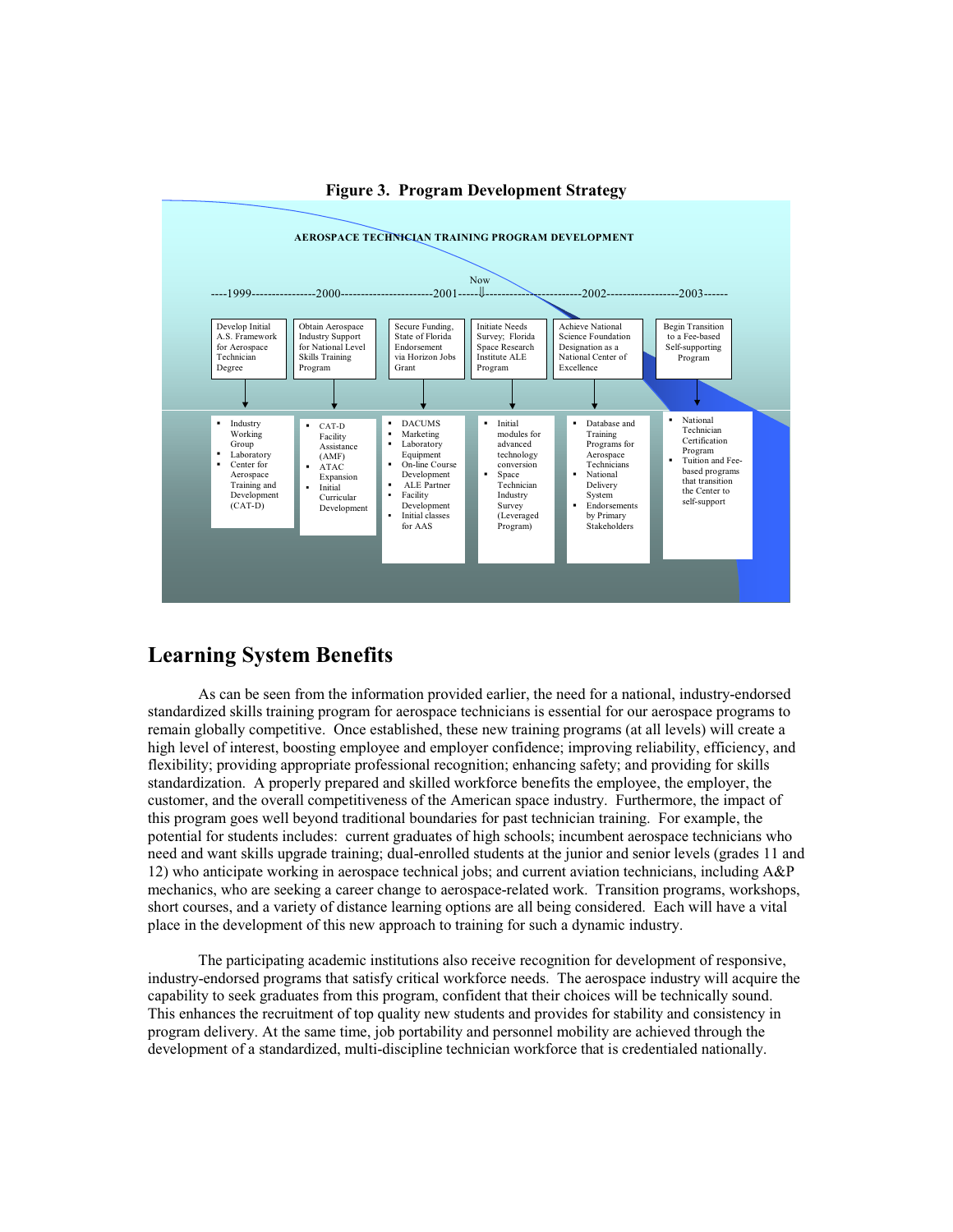**Figure 3. Program Development Strategy**

AEROSPACE TECHNICIAN TRAINING PROGRAM DEVELOPMENT

Now

----1999----------------2000-----------------------2001-----⇓-----------------------2002------------------2003------

Develop Initial A.S. Framework for Aerospace Technician Degree

- Industry Working Group
- Laboratory
- Center for Aerospace Training and Development (CAT-D)

Obtain Aerospace Industry Support for National Level Skills Training Program

- CAT-D Facility Assistance (AMF)
- ATAC Expansion
- Initial Curricular Development

Secure Funding, State of Florida Endorsement via Horizon Jobs Grant

- DACUMS
- Marketing
- Laboratory Equipment
- On-line Course Development
- ALE Partner
- Facility Development
- Initial classes for AAS

Initiate Needs Survey; Florida Space Research Institute ALE Program

- Initial modules for advanced technology conversion
- Space Technician Industry Survey (Leveraged Program)

Achieve National Science Foundation Designation as a National Center of Excellence

- Database and Training Programs for Aerospace Technicians
- National Delivery System
- Endorsements by Primary Stakeholders

Begin Transition to a Fee-based Self-supporting Program

- National Technician Certification Program
- Tuition and Fee-based programs that transition the Center to self-support

## Learning System Benefits

As can be seen from the information provided earlier, the need for a national, industry-endorsed standardized skills training program for aerospace technicians is essential for our aerospace programs to remain globally competitive. Once established, these new training programs (at all levels) will create a high level of interest, boosting employee and employer confidence; improving reliability, efficiency, and flexibility; providing appropriate professional recognition; enhancing safety; and providing for skills standardization. A properly prepared and skilled workforce benefits the employee, the employer, the customer, and the overall competitiveness of the American space industry. Furthermore, the impact of this program goes well beyond traditional boundaries for past technician training. For example, the potential for students includes: current graduates of high schools; incumbent aerospace technicians who need and want skills upgrade training; dual-enrolled students at the junior and senior levels (grades 11 and 12) who anticipate working in aerospace technical jobs; and current aviation technicians, including A&P mechanics, who are seeking a career change to aerospace-related work. Transition programs, workshops, short courses, and a variety of distance learning options are all being considered. Each will have a vital place in the development of this new approach to training for such a dynamic industry.

The participating academic institutions also receive recognition for development of responsive, industry-endorsed programs that satisfy critical workforce needs. The aerospace industry will acquire the capability to seek graduates from this program, confident that their choices will be technically sound. This enhances the recruitment of top quality new students and provides for stability and consistency in program delivery. At the same time, job portability and personnel mobility are achieved through the development of a standardized, multi-discipline technician workforce that is credentialed nationally.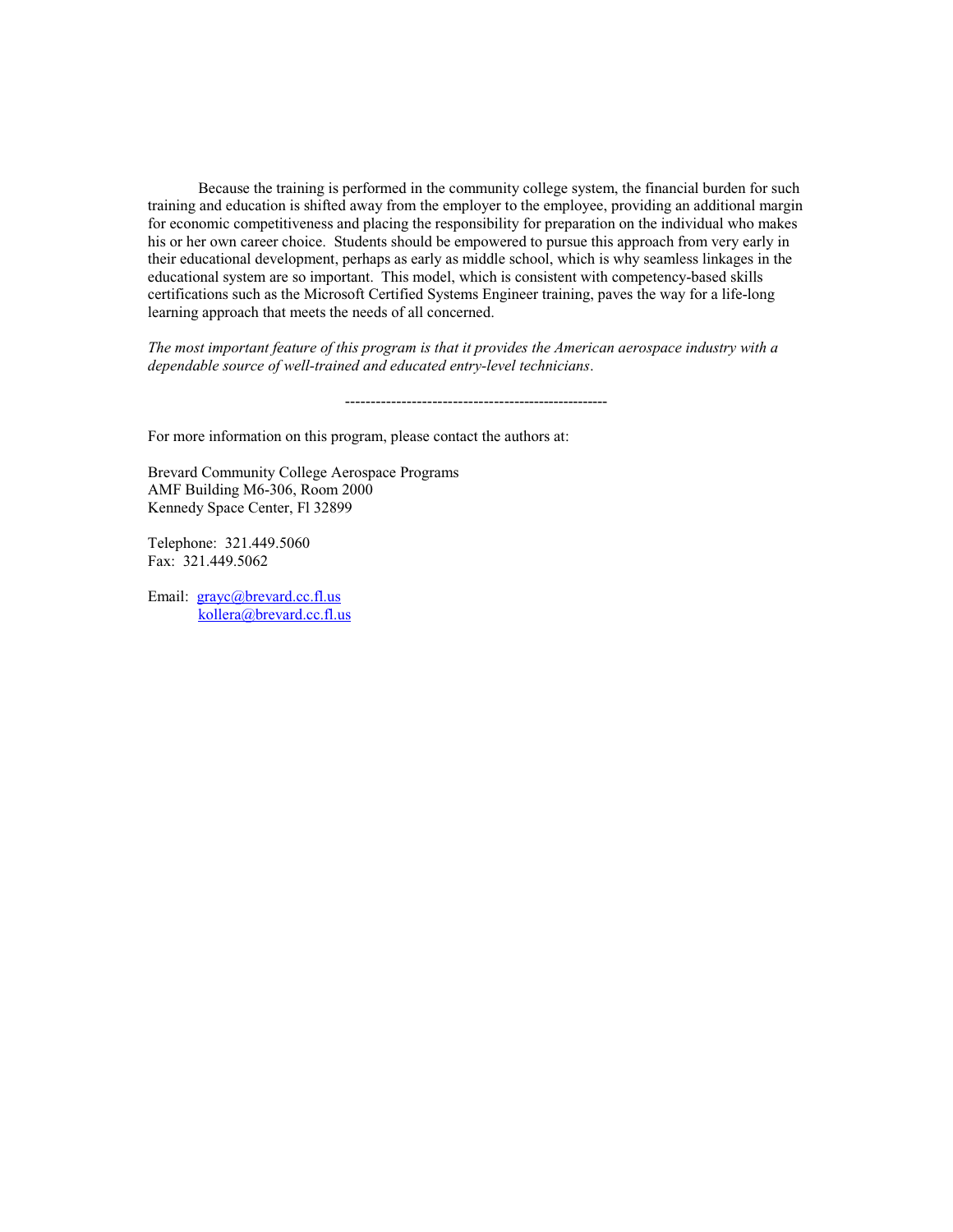Because the training is performed in the community college system, the financial burden for such training and education is shifted away from the employer to the employee, providing an additional margin for economic competitiveness and placing the responsibility for preparation on the individual who makes his or her own career choice. Students should be empowered to pursue this approach from very early in their educational development, perhaps as early as middle school, which is why seamless linkages in the educational system are so important. This model, which is consistent with competency-based skills certifications such as the Microsoft Certified Systems Engineer training, paves the way for a life-long learning approach that meets the needs of all concerned.

*The most important feature of this program is that it provides the American aerospace industry with a dependable source of well-trained and educated entry-level technicians*.

----------------------------------------------------

For more information on this program, please contact the authors at:

Brevard Community College Aerospace Programs  
AMF Building M6-306, Room 2000  
Kennedy Space Center, Fl 32899

Telephone: 321.449.5060  
Fax: 321.449.5062

Email: grayc@brevard.cc.fl.us  
kollera@brevard.cc.fl.us